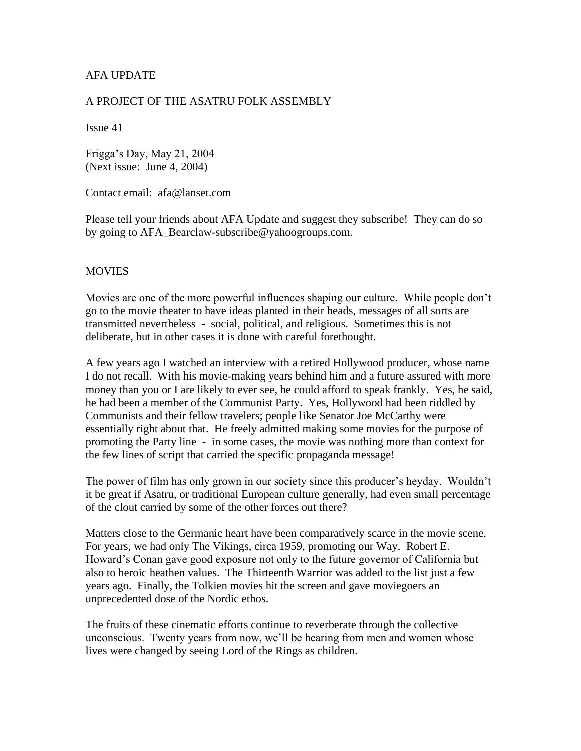AFA UPDATE

A PROJECT OF THE ASATRU FOLK ASSEMBLY

Issue 41

Frigga's Day, May 21, 2004
(Next issue: June 4, 2004)

Contact email: afa@lanset.com

Please tell your friends about AFA Update and suggest they subscribe! They can do so by going to AFA_Bearclaw-subscribe@yahoogroups.com.

## MOVIES

Movies are one of the more powerful influences shaping our culture. While people don't go to the movie theater to have ideas planted in their heads, messages of all sorts are transmitted nevertheless - social, political, and religious. Sometimes this is not deliberate, but in other cases it is done with careful forethought.

A few years ago I watched an interview with a retired Hollywood producer, whose name I do not recall. With his movie-making years behind him and a future assured with more money than you or I are likely to ever see, he could afford to speak frankly. Yes, he said, he had been a member of the Communist Party. Yes, Hollywood had been riddled by Communists and their fellow travelers; people like Senator Joe McCarthy were essentially right about that. He freely admitted making some movies for the purpose of promoting the Party line - in some cases, the movie was nothing more than context for the few lines of script that carried the specific propaganda message!

The power of film has only grown in our society since this producer's heyday. Wouldn't it be great if Asatru, or traditional European culture generally, had even small percentage of the clout carried by some of the other forces out there?

Matters close to the Germanic heart have been comparatively scarce in the movie scene. For years, we had only The Vikings, circa 1959, promoting our Way. Robert E. Howard's Conan gave good exposure not only to the future governor of California but also to heroic heathen values. The Thirteenth Warrior was added to the list just a few years ago. Finally, the Tolkien movies hit the screen and gave moviegoers an unprecedented dose of the Nordic ethos.

The fruits of these cinematic efforts continue to reverberate through the collective unconscious. Twenty years from now, we'll be hearing from men and women whose lives were changed by seeing Lord of the Rings as children.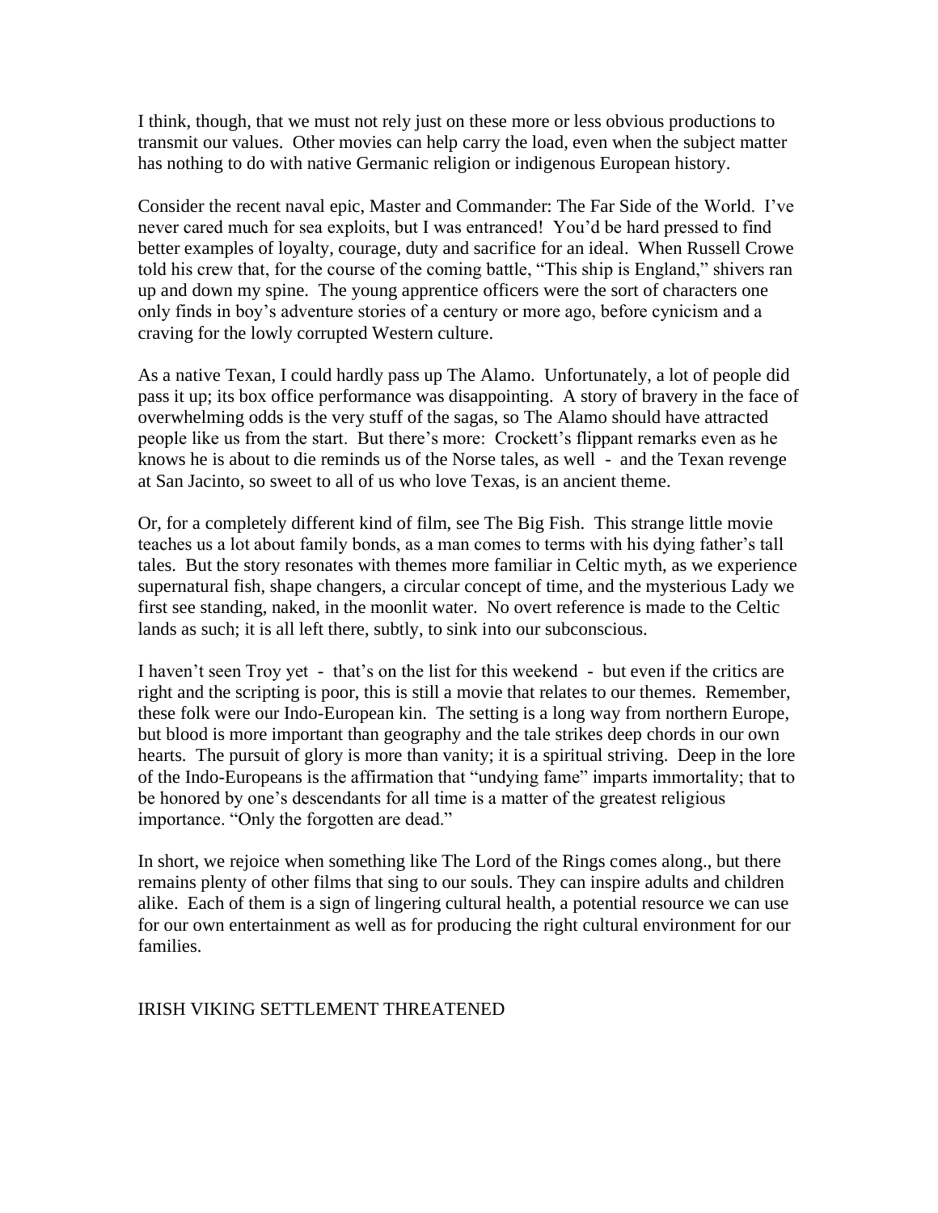I think, though, that we must not rely just on these more or less obvious productions to transmit our values. Other movies can help carry the load, even when the subject matter has nothing to do with native Germanic religion or indigenous European history.

Consider the recent naval epic, Master and Commander: The Far Side of the World. I've never cared much for sea exploits, but I was entranced! You'd be hard pressed to find better examples of loyalty, courage, duty and sacrifice for an ideal. When Russell Crowe told his crew that, for the course of the coming battle, "This ship is England," shivers ran up and down my spine. The young apprentice officers were the sort of characters one only finds in boy's adventure stories of a century or more ago, before cynicism and a craving for the lowly corrupted Western culture.

As a native Texan, I could hardly pass up The Alamo. Unfortunately, a lot of people did pass it up; its box office performance was disappointing. A story of bravery in the face of overwhelming odds is the very stuff of the sagas, so The Alamo should have attracted people like us from the start. But there's more: Crockett's flippant remarks even as he knows he is about to die reminds us of the Norse tales, as well - and the Texan revenge at San Jacinto, so sweet to all of us who love Texas, is an ancient theme.

Or, for a completely different kind of film, see The Big Fish. This strange little movie teaches us a lot about family bonds, as a man comes to terms with his dying father's tall tales. But the story resonates with themes more familiar in Celtic myth, as we experience supernatural fish, shape changers, a circular concept of time, and the mysterious Lady we first see standing, naked, in the moonlit water. No overt reference is made to the Celtic lands as such; it is all left there, subtly, to sink into our subconscious.

I haven't seen Troy yet - that's on the list for this weekend - but even if the critics are right and the scripting is poor, this is still a movie that relates to our themes. Remember, these folk were our Indo-European kin. The setting is a long way from northern Europe, but blood is more important than geography and the tale strikes deep chords in our own hearts. The pursuit of glory is more than vanity; it is a spiritual striving. Deep in the lore of the Indo-Europeans is the affirmation that "undying fame" imparts immortality; that to be honored by one's descendants for all time is a matter of the greatest religious importance. "Only the forgotten are dead."

In short, we rejoice when something like The Lord of the Rings comes along., but there remains plenty of other films that sing to our souls. They can inspire adults and children alike. Each of them is a sign of lingering cultural health, a potential resource we can use for our own entertainment as well as for producing the right cultural environment for our families.

## IRISH VIKING SETTLEMENT THREATENED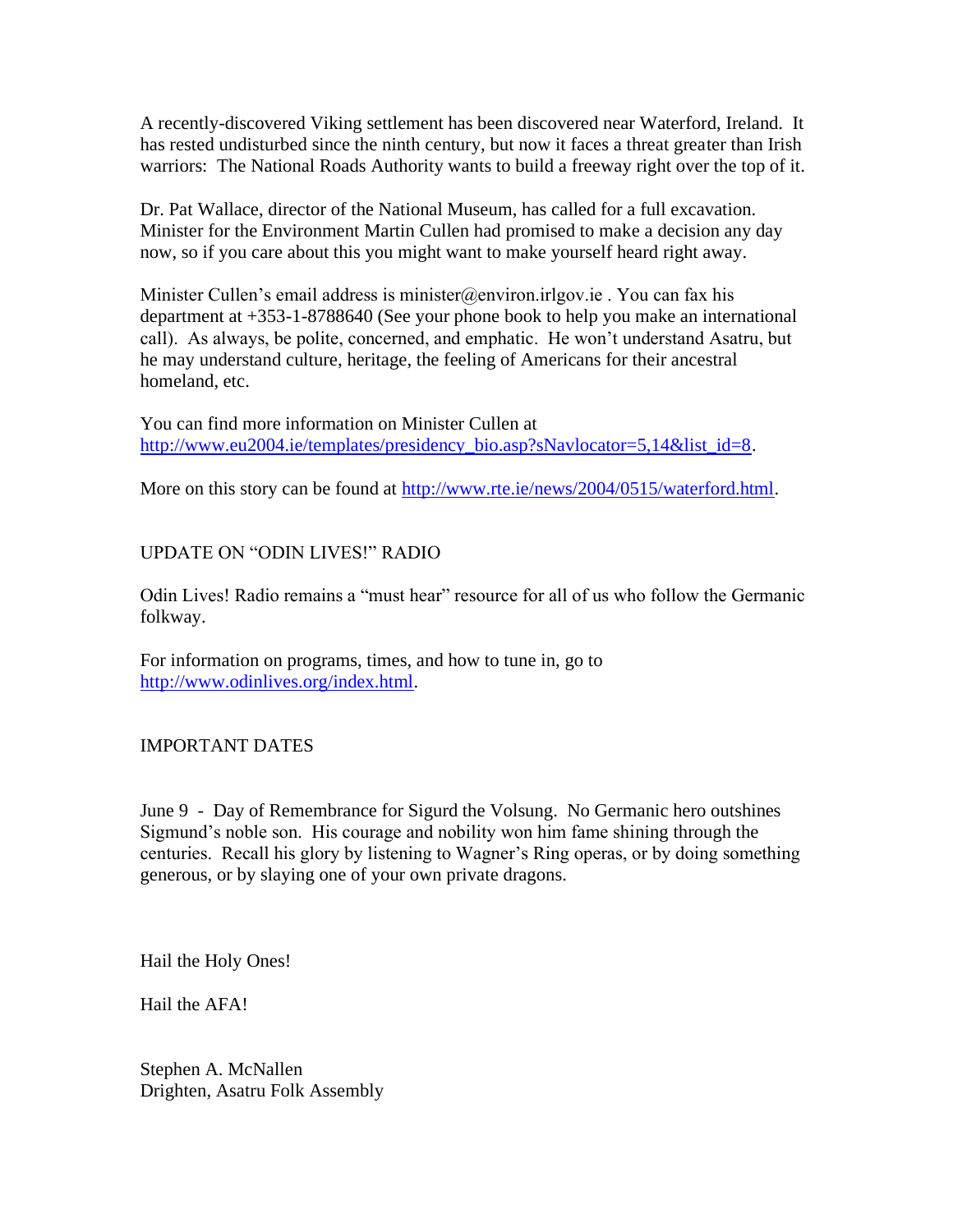A recently-discovered Viking settlement has been discovered near Waterford, Ireland. It has rested undisturbed since the ninth century, but now it faces a threat greater than Irish warriors: The National Roads Authority wants to build a freeway right over the top of it.

Dr. Pat Wallace, director of the National Museum, has called for a full excavation. Minister for the Environment Martin Cullen had promised to make a decision any day now, so if you care about this you might want to make yourself heard right away.

Minister Cullen's email address is minister@environ.irlgov.ie . You can fax his department at +353-1-8788640 (See your phone book to help you make an international call). As always, be polite, concerned, and emphatic. He won't understand Asatru, but he may understand culture, heritage, the feeling of Americans for their ancestral homeland, etc.

You can find more information on Minister Cullen at http://www.eu2004.ie/templates/presidency_bio.asp?sNavlocator=5,14&list_id=8.

More on this story can be found at http://www.rte.ie/news/2004/0515/waterford.html.

## UPDATE ON "ODIN LIVES!" RADIO

Odin Lives! Radio remains a "must hear" resource for all of us who follow the Germanic folkway.

For information on programs, times, and how to tune in, go to http://www.odinlives.org/index.html.

## IMPORTANT DATES

June 9 - Day of Remembrance for Sigurd the Volsung. No Germanic hero outshines Sigmund's noble son. His courage and nobility won him fame shining through the centuries. Recall his glory by listening to Wagner's Ring operas, or by doing something generous, or by slaying one of your own private dragons.

Hail the Holy Ones!

Hail the AFA!

Stephen A. McNallen
Drighten, Asatru Folk Assembly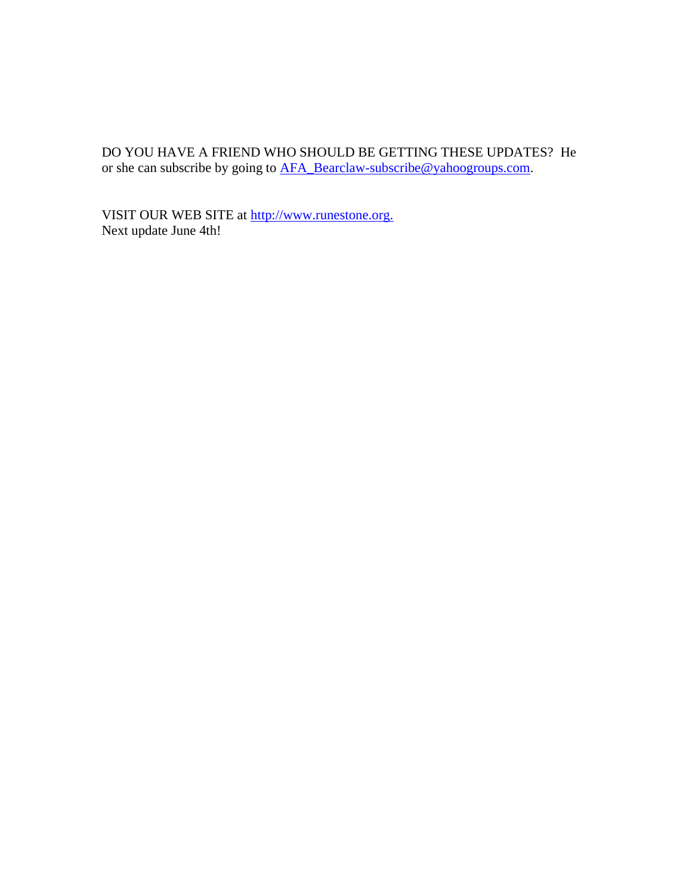DO YOU HAVE A FRIEND WHO SHOULD BE GETTING THESE UPDATES? He or she can subscribe by going to AFA_Bearclaw-subscribe@yahoogroups.com.

VISIT OUR WEB SITE at http://www.runestone.org.
Next update June 4th!